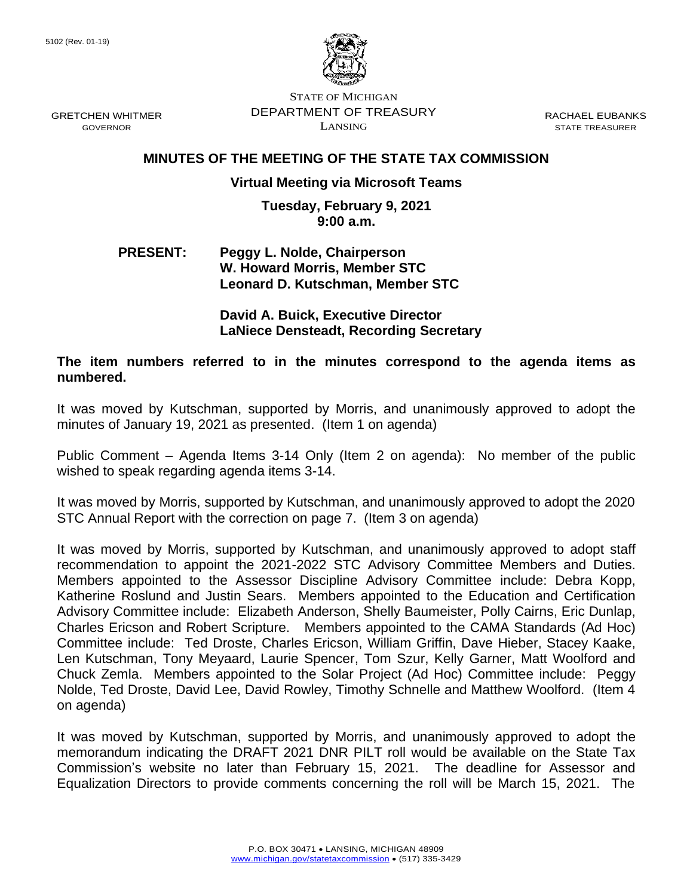5102 (Rev. 01-19)

STATE OF MICHIGAN
DEPARTMENT OF TREASURY
LANSING

GRETCHEN WHITMER
GOVERNOR

RACHAEL EUBANKS
STATE TREASURER

## MINUTES OF THE MEETING OF THE STATE TAX COMMISSION

**Virtual Meeting via Microsoft Teams**

**Tuesday, February 9, 2021**
**9:00 a.m.**

**PRESENT:** **Peggy L. Nolde, Chairperson**
**W. Howard Morris, Member STC**
**Leonard D. Kutschman, Member STC**

**David A. Buick, Executive Director**
**LaNiece Densteadt, Recording Secretary**

**The item numbers referred to in the minutes correspond to the agenda items as numbered.**

It was moved by Kutschman, supported by Morris, and unanimously approved to adopt the minutes of January 19, 2021 as presented. (Item 1 on agenda)

Public Comment – Agenda Items 3-14 Only (Item 2 on agenda): No member of the public wished to speak regarding agenda items 3-14.

It was moved by Morris, supported by Kutschman, and unanimously approved to adopt the 2020 STC Annual Report with the correction on page 7. (Item 3 on agenda)

It was moved by Morris, supported by Kutschman, and unanimously approved to adopt staff recommendation to appoint the 2021-2022 STC Advisory Committee Members and Duties. Members appointed to the Assessor Discipline Advisory Committee include: Debra Kopp, Katherine Roslund and Justin Sears. Members appointed to the Education and Certification Advisory Committee include: Elizabeth Anderson, Shelly Baumeister, Polly Cairns, Eric Dunlap, Charles Ericson and Robert Scripture. Members appointed to the CAMA Standards (Ad Hoc) Committee include: Ted Droste, Charles Ericson, William Griffin, Dave Hieber, Stacey Kaake, Len Kutschman, Tony Meyaard, Laurie Spencer, Tom Szur, Kelly Garner, Matt Woolford and Chuck Zemla. Members appointed to the Solar Project (Ad Hoc) Committee include: Peggy Nolde, Ted Droste, David Lee, David Rowley, Timothy Schnelle and Matthew Woolford. (Item 4 on agenda)

It was moved by Kutschman, supported by Morris, and unanimously approved to adopt the memorandum indicating the DRAFT 2021 DNR PILT roll would be available on the State Tax Commission's website no later than February 15, 2021. The deadline for Assessor and Equalization Directors to provide comments concerning the roll will be March 15, 2021. The

P.O. BOX 30471 • LANSING, MICHIGAN 48909
www.michigan.gov/statetaxcommission • (517) 335-3429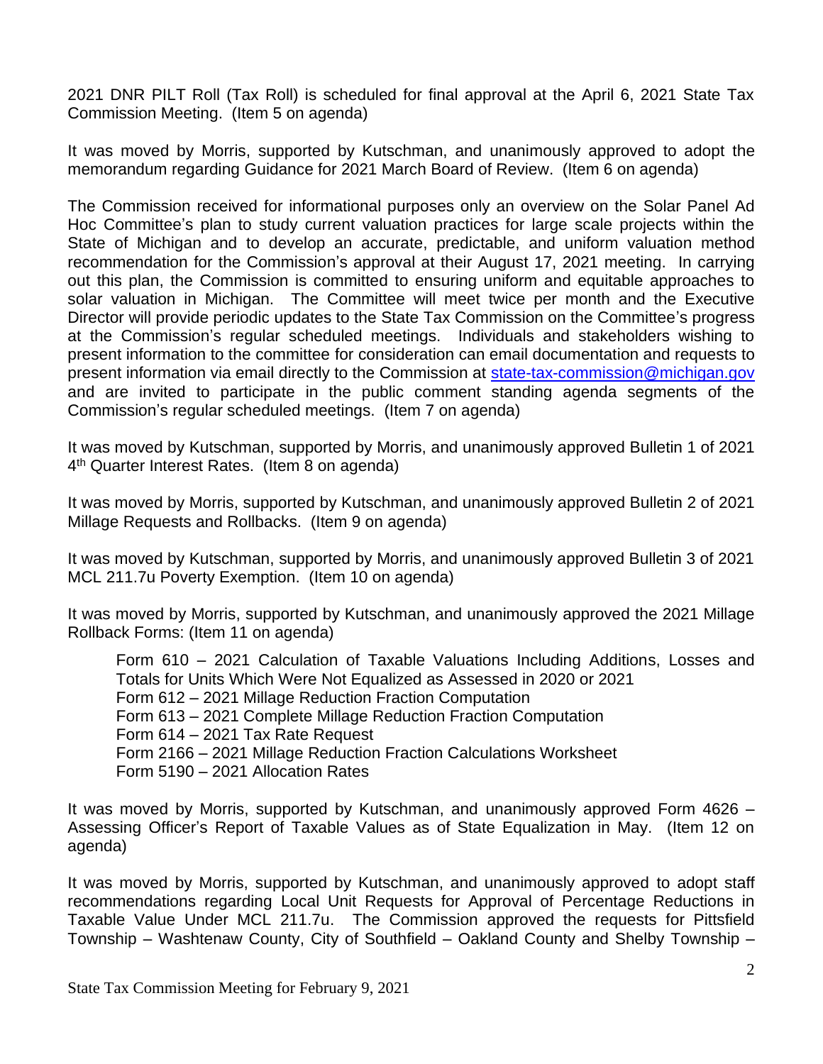2021 DNR PILT Roll (Tax Roll) is scheduled for final approval at the April 6, 2021 State Tax Commission Meeting. (Item 5 on agenda)

It was moved by Morris, supported by Kutschman, and unanimously approved to adopt the memorandum regarding Guidance for 2021 March Board of Review. (Item 6 on agenda)

The Commission received for informational purposes only an overview on the Solar Panel Ad Hoc Committee's plan to study current valuation practices for large scale projects within the State of Michigan and to develop an accurate, predictable, and uniform valuation method recommendation for the Commission's approval at their August 17, 2021 meeting. In carrying out this plan, the Commission is committed to ensuring uniform and equitable approaches to solar valuation in Michigan. The Committee will meet twice per month and the Executive Director will provide periodic updates to the State Tax Commission on the Committee's progress at the Commission's regular scheduled meetings. Individuals and stakeholders wishing to present information to the committee for consideration can email documentation and requests to present information via email directly to the Commission at state-tax-commission@michigan.gov and are invited to participate in the public comment standing agenda segments of the Commission's regular scheduled meetings. (Item 7 on agenda)

It was moved by Kutschman, supported by Morris, and unanimously approved Bulletin 1 of 2021 4th Quarter Interest Rates. (Item 8 on agenda)

It was moved by Morris, supported by Kutschman, and unanimously approved Bulletin 2 of 2021 Millage Requests and Rollbacks. (Item 9 on agenda)

It was moved by Kutschman, supported by Morris, and unanimously approved Bulletin 3 of 2021 MCL 211.7u Poverty Exemption. (Item 10 on agenda)

It was moved by Morris, supported by Kutschman, and unanimously approved the 2021 Millage Rollback Forms: (Item 11 on agenda)

Form 610 – 2021 Calculation of Taxable Valuations Including Additions, Losses and Totals for Units Which Were Not Equalized as Assessed in 2020 or 2021
Form 612 – 2021 Millage Reduction Fraction Computation
Form 613 – 2021 Complete Millage Reduction Fraction Computation
Form 614 – 2021 Tax Rate Request
Form 2166 – 2021 Millage Reduction Fraction Calculations Worksheet
Form 5190 – 2021 Allocation Rates

It was moved by Morris, supported by Kutschman, and unanimously approved Form 4626 – Assessing Officer's Report of Taxable Values as of State Equalization in May. (Item 12 on agenda)

It was moved by Morris, supported by Kutschman, and unanimously approved to adopt staff recommendations regarding Local Unit Requests for Approval of Percentage Reductions in Taxable Value Under MCL 211.7u. The Commission approved the requests for Pittsfield Township – Washtenaw County, City of Southfield – Oakland County and Shelby Township –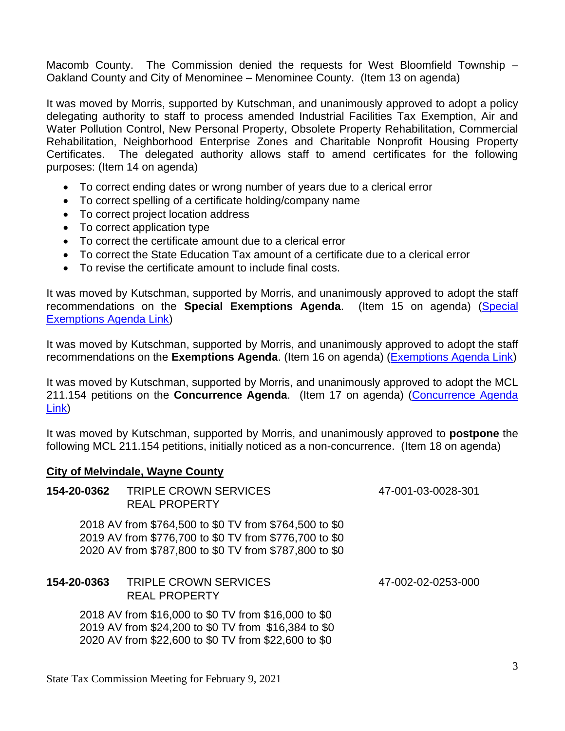Macomb County. The Commission denied the requests for West Bloomfield Township – Oakland County and City of Menominee – Menominee County. (Item 13 on agenda)

It was moved by Morris, supported by Kutschman, and unanimously approved to adopt a policy delegating authority to staff to process amended Industrial Facilities Tax Exemption, Air and Water Pollution Control, New Personal Property, Obsolete Property Rehabilitation, Commercial Rehabilitation, Neighborhood Enterprise Zones and Charitable Nonprofit Housing Property Certificates. The delegated authority allows staff to amend certificates for the following purposes: (Item 14 on agenda)

- To correct ending dates or wrong number of years due to a clerical error
- To correct spelling of a certificate holding/company name
- To correct project location address
- To correct application type
- To correct the certificate amount due to a clerical error
- To correct the State Education Tax amount of a certificate due to a clerical error
- To revise the certificate amount to include final costs.

It was moved by Kutschman, supported by Morris, and unanimously approved to adopt the staff recommendations on the **Special Exemptions Agenda**. (Item 15 on agenda) (Special Exemptions Agenda Link)

It was moved by Kutschman, supported by Morris, and unanimously approved to adopt the staff recommendations on the **Exemptions Agenda**. (Item 16 on agenda) (Exemptions Agenda Link)

It was moved by Kutschman, supported by Morris, and unanimously approved to adopt the MCL 211.154 petitions on the **Concurrence Agenda**. (Item 17 on agenda) (Concurrence Agenda Link)

It was moved by Kutschman, supported by Morris, and unanimously approved to **postpone** the following MCL 211.154 petitions, initially noticed as a non-concurrence. (Item 18 on agenda)

**City of Melvindale, Wayne County**

**154-20-0362** TRIPLE CROWN SERVICES 47-001-03-0028-301
REAL PROPERTY

2018 AV from $764,500 to $0 TV from $764,500 to $0
2019 AV from $776,700 to $0 TV from $776,700 to $0
2020 AV from $787,800 to $0 TV from $787,800 to $0

**154-20-0363** TRIPLE CROWN SERVICES 47-002-02-0253-000
REAL PROPERTY

2018 AV from $16,000 to $0 TV from $16,000 to $0
2019 AV from $24,200 to $0 TV from $16,384 to $0
2020 AV from $22,600 to $0 TV from $22,600 to $0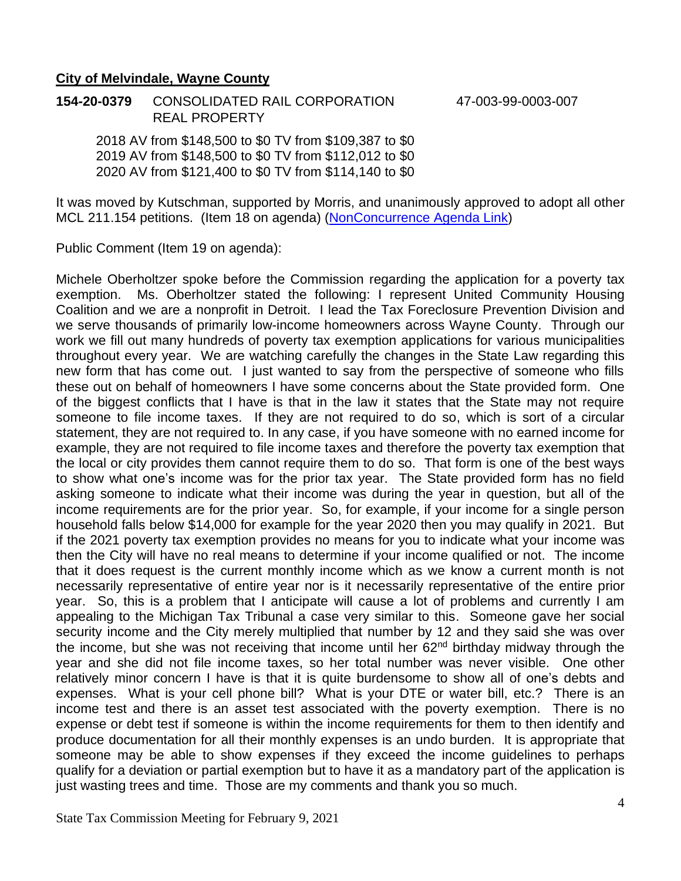**City of Melvindale, Wayne County**

**154-20-0379** CONSOLIDATED RAIL CORPORATION REAL PROPERTY 47-003-99-0003-007

2018 AV from \$148,500 to \$0 TV from \$109,387 to \$0
2019 AV from \$148,500 to \$0 TV from \$112,012 to \$0
2020 AV from \$121,400 to \$0 TV from \$114,140 to \$0

It was moved by Kutschman, supported by Morris, and unanimously approved to adopt all other MCL 211.154 petitions. (Item 18 on agenda) (NonConcurrence Agenda Link)

Public Comment (Item 19 on agenda):

Michele Oberholtzer spoke before the Commission regarding the application for a poverty tax exemption. Ms. Oberholtzer stated the following: I represent United Community Housing Coalition and we are a nonprofit in Detroit. I lead the Tax Foreclosure Prevention Division and we serve thousands of primarily low-income homeowners across Wayne County. Through our work we fill out many hundreds of poverty tax exemption applications for various municipalities throughout every year. We are watching carefully the changes in the State Law regarding this new form that has come out. I just wanted to say from the perspective of someone who fills these out on behalf of homeowners I have some concerns about the State provided form. One of the biggest conflicts that I have is that in the law it states that the State may not require someone to file income taxes. If they are not required to do so, which is sort of a circular statement, they are not required to. In any case, if you have someone with no earned income for example, they are not required to file income taxes and therefore the poverty tax exemption that the local or city provides them cannot require them to do so. That form is one of the best ways to show what one's income was for the prior tax year. The State provided form has no field asking someone to indicate what their income was during the year in question, but all of the income requirements are for the prior year. So, for example, if your income for a single person household falls below \$14,000 for example for the year 2020 then you may qualify in 2021. But if the 2021 poverty tax exemption provides no means for you to indicate what your income was then the City will have no real means to determine if your income qualified or not. The income that it does request is the current monthly income which as we know a current month is not necessarily representative of entire year nor is it necessarily representative of the entire prior year. So, this is a problem that I anticipate will cause a lot of problems and currently I am appealing to the Michigan Tax Tribunal a case very similar to this. Someone gave her social security income and the City merely multiplied that number by 12 and they said she was over the income, but she was not receiving that income until her 62nd birthday midway through the year and she did not file income taxes, so her total number was never visible. One other relatively minor concern I have is that it is quite burdensome to show all of one's debts and expenses. What is your cell phone bill? What is your DTE or water bill, etc.? There is an income test and there is an asset test associated with the poverty exemption. There is no expense or debt test if someone is within the income requirements for them to then identify and produce documentation for all their monthly expenses is an undo burden. It is appropriate that someone may be able to show expenses if they exceed the income guidelines to perhaps qualify for a deviation or partial exemption but to have it as a mandatory part of the application is just wasting trees and time. Those are my comments and thank you so much.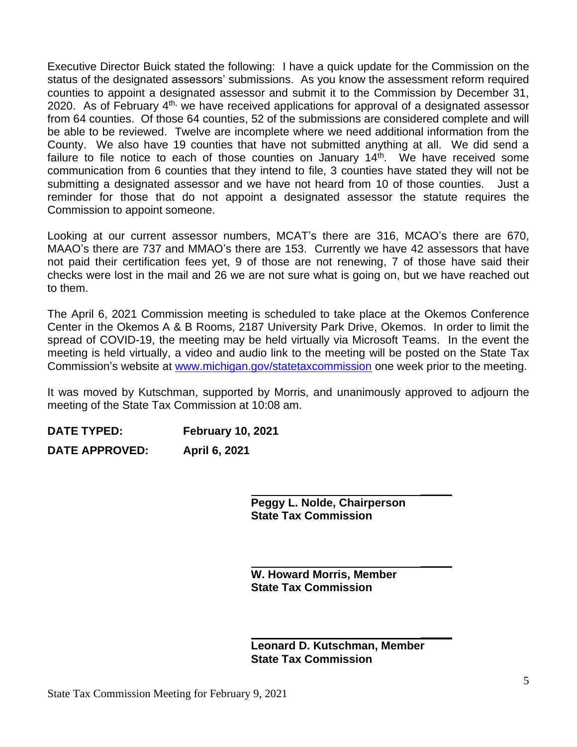Executive Director Buick stated the following: I have a quick update for the Commission on the status of the designated assessors' submissions. As you know the assessment reform required counties to appoint a designated assessor and submit it to the Commission by December 31, 2020. As of February 4th, we have received applications for approval of a designated assessor from 64 counties. Of those 64 counties, 52 of the submissions are considered complete and will be able to be reviewed. Twelve are incomplete where we need additional information from the County. We also have 19 counties that have not submitted anything at all. We did send a failure to file notice to each of those counties on January 14th. We have received some communication from 6 counties that they intend to file, 3 counties have stated they will not be submitting a designated assessor and we have not heard from 10 of those counties. Just a reminder for those that do not appoint a designated assessor the statute requires the Commission to appoint someone.

Looking at our current assessor numbers, MCAT's there are 316, MCAO's there are 670, MAAO's there are 737 and MMAO's there are 153. Currently we have 42 assessors that have not paid their certification fees yet, 9 of those are not renewing, 7 of those have said their checks were lost in the mail and 26 we are not sure what is going on, but we have reached out to them.

The April 6, 2021 Commission meeting is scheduled to take place at the Okemos Conference Center in the Okemos A & B Rooms, 2187 University Park Drive, Okemos. In order to limit the spread of COVID-19, the meeting may be held virtually via Microsoft Teams. In the event the meeting is held virtually, a video and audio link to the meeting will be posted on the State Tax Commission's website at www.michigan.gov/statetaxcommission one week prior to the meeting.

It was moved by Kutschman, supported by Morris, and unanimously approved to adjourn the meeting of the State Tax Commission at 10:08 am.

**DATE TYPED:** **February 10, 2021**

**DATE APPROVED:** **April 6, 2021**

_______________________________

**Peggy L. Nolde, Chairperson**
**State Tax Commission**

_______________________________

**W. Howard Morris, Member**
**State Tax Commission**

_______________________________

**Leonard D. Kutschman, Member**
**State Tax Commission**

State Tax Commission Meeting for February 9, 2021